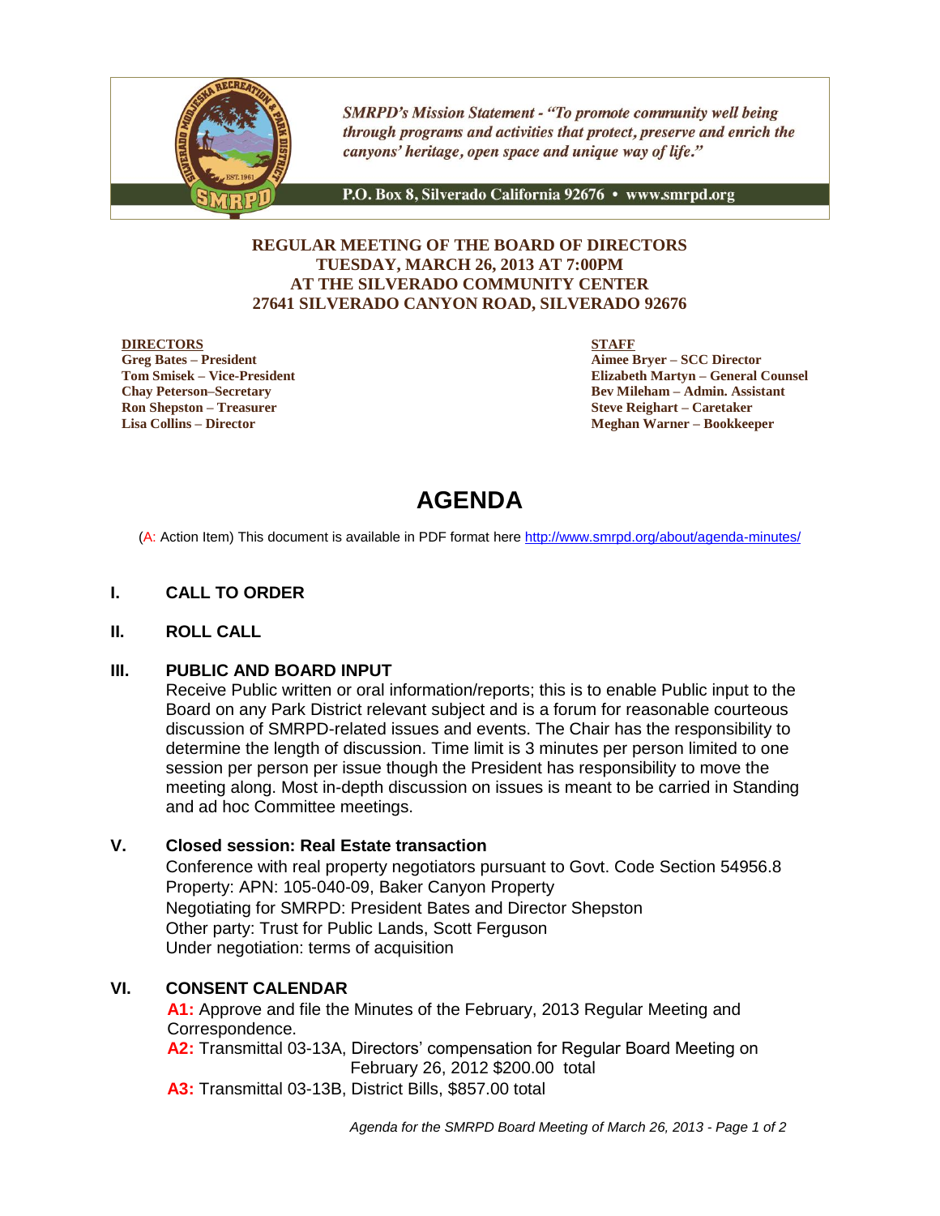*SMRPD's Mission Statement - "To promote community well being through programs and activities that protect, preserve and enrich the canyons' heritage, open space and unique way of life."*

P.O. Box 8, Silverado California 92676 • www.smrpd.org

**REGULAR MEETING OF THE BOARD OF DIRECTORS**
**TUESDAY, MARCH 26, 2013 AT 7:00PM**
**AT THE SILVERADO COMMUNITY CENTER**
**27641 SILVERADO CANYON ROAD, SILVERADO 92676**

**DIRECTORS**
**Greg Bates – President**
**Tom Smisek – Vice-President**
**Chay Peterson–Secretary**
**Ron Shepston – Treasurer**
**Lisa Collins – Director**

**STAFF**
**Aimee Bryer – SCC Director**
**Elizabeth Martyn – General Counsel**
**Bev Mileham – Admin. Assistant**
**Steve Reighart – Caretaker**
**Meghan Warner – Bookkeeper**

# AGENDA

(A: Action Item) This document is available in PDF format here http://www.smrpd.org/about/agenda-minutes/

## I. CALL TO ORDER

## II. ROLL CALL

## III. PUBLIC AND BOARD INPUT

Receive Public written or oral information/reports; this is to enable Public input to the Board on any Park District relevant subject and is a forum for reasonable courteous discussion of SMRPD-related issues and events. The Chair has the responsibility to determine the length of discussion. Time limit is 3 minutes per person limited to one session per person per issue though the President has responsibility to move the meeting along. Most in-depth discussion on issues is meant to be carried in Standing and ad hoc Committee meetings.

## V. Closed session: Real Estate transaction

Conference with real property negotiators pursuant to Govt. Code Section 54956.8
Property: APN: 105-040-09, Baker Canyon Property
Negotiating for SMRPD: President Bates and Director Shepston
Other party: Trust for Public Lands, Scott Ferguson
Under negotiation: terms of acquisition

## VI. CONSENT CALENDAR

**A1:** Approve and file the Minutes of the February, 2013 Regular Meeting and Correspondence.
**A2:** Transmittal 03-13A, Directors' compensation for Regular Board Meeting on February 26, 2012 $200.00 total
**A3:** Transmittal 03-13B, District Bills, $857.00 total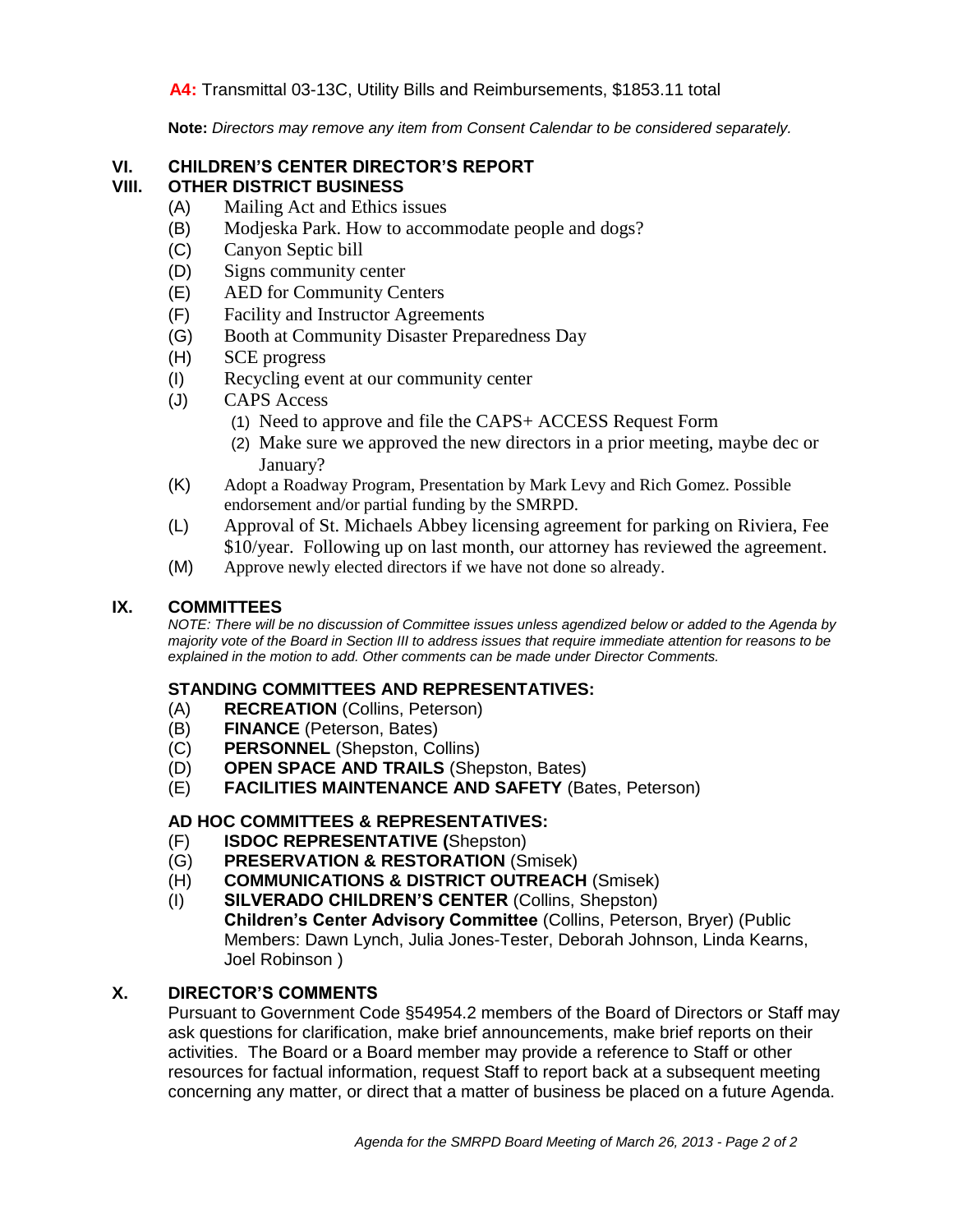**A4:** Transmittal 03-13C, Utility Bills and Reimbursements, $1853.11 total

**Note:** *Directors may remove any item from Consent Calendar to be considered separately.*

## VI. CHILDREN'S CENTER DIRECTOR'S REPORT

## VIII. OTHER DISTRICT BUSINESS

(A) Mailing Act and Ethics issues
(B) Modjeska Park. How to accommodate people and dogs?
(C) Canyon Septic bill
(D) Signs community center
(E) AED for Community Centers
(F) Facility and Instructor Agreements
(G) Booth at Community Disaster Preparedness Day
(H) SCE progress
(I) Recycling event at our community center
(J) CAPS Access
  (1) Need to approve and file the CAPS+ ACCESS Request Form
  (2) Make sure we approved the new directors in a prior meeting, maybe dec or January?
(K) Adopt a Roadway Program, Presentation by Mark Levy and Rich Gomez. Possible endorsement and/or partial funding by the SMRPD.
(L) Approval of St. Michaels Abbey licensing agreement for parking on Riviera, Fee $10/year. Following up on last month, our attorney has reviewed the agreement.
(M) Approve newly elected directors if we have not done so already.

## IX. COMMITTEES

*NOTE: There will be no discussion of Committee issues unless agendized below or added to the Agenda by majority vote of the Board in Section III to address issues that require immediate attention for reasons to be explained in the motion to add. Other comments can be made under Director Comments.*

### STANDING COMMITTEES AND REPRESENTATIVES:

(A) **RECREATION** (Collins, Peterson)
(B) **FINANCE** (Peterson, Bates)
(C) **PERSONNEL** (Shepston, Collins)
(D) **OPEN SPACE AND TRAILS** (Shepston, Bates)
(E) **FACILITIES MAINTENANCE AND SAFETY** (Bates, Peterson)

### AD HOC COMMITTEES & REPRESENTATIVES:

(F) **ISDOC REPRESENTATIVE (**Shepston)
(G) **PRESERVATION & RESTORATION** (Smisek)
(H) **COMMUNICATIONS & DISTRICT OUTREACH** (Smisek)
(I) **SILVERADO CHILDREN'S CENTER** (Collins, Shepston)
**Children's Center Advisory Committee** (Collins, Peterson, Bryer) (Public Members: Dawn Lynch, Julia Jones-Tester, Deborah Johnson, Linda Kearns, Joel Robinson )

## X. DIRECTOR'S COMMENTS

Pursuant to Government Code §54954.2 members of the Board of Directors or Staff may ask questions for clarification, make brief announcements, make brief reports on their activities. The Board or a Board member may provide a reference to Staff or other resources for factual information, request Staff to report back at a subsequent meeting concerning any matter, or direct that a matter of business be placed on a future Agenda.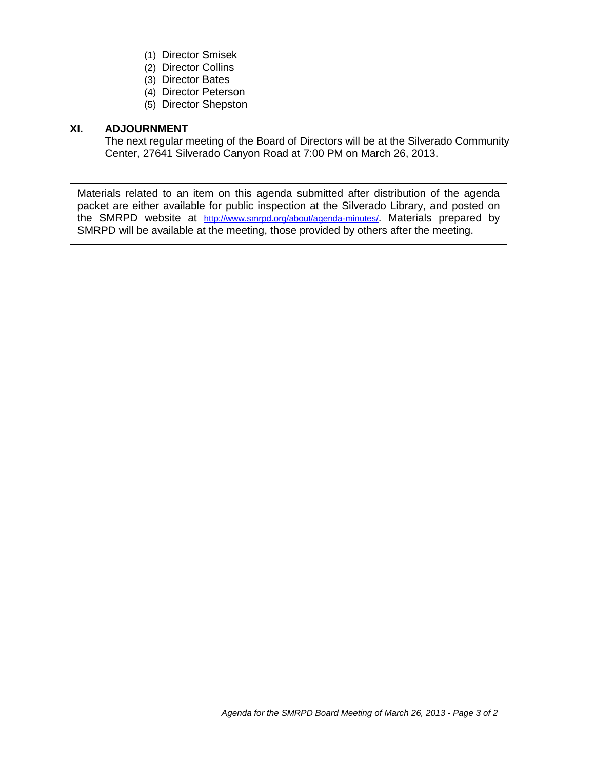(1) Director Smisek
(2) Director Collins
(3) Director Bates
(4) Director Peterson
(5) Director Shepston

## XI. ADJOURNMENT

The next regular meeting of the Board of Directors will be at the Silverado Community Center, 27641 Silverado Canyon Road at 7:00 PM on March 26, 2013.

Materials related to an item on this agenda submitted after distribution of the agenda packet are either available for public inspection at the Silverado Library, and posted on the SMRPD website at http://www.smrpd.org/about/agenda-minutes/. Materials prepared by SMRPD will be available at the meeting, those provided by others after the meeting.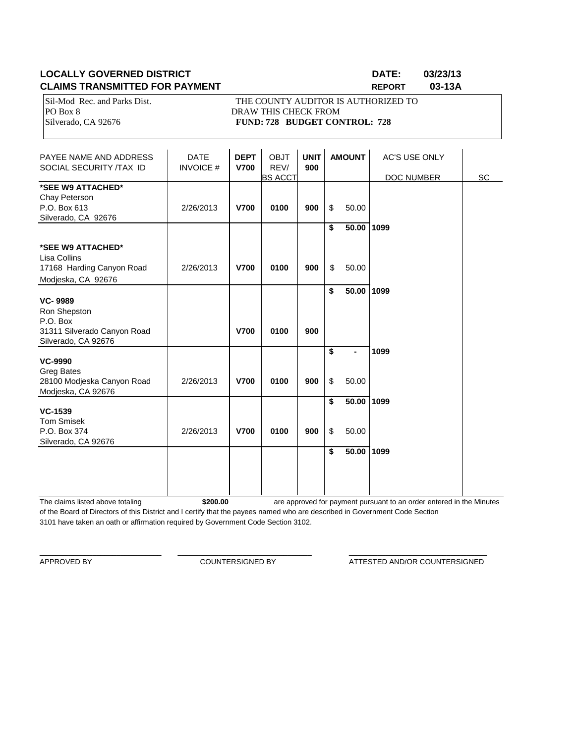**LOCALLY GOVERNED DISTRICT** **DATE: 03/23/13**

**CLAIMS TRANSMITTED FOR PAYMENT** **REPORT 03-13A**

Sil-Mod Rec. and Parks Dist.
PO Box 8
Silverado, CA 92676

THE COUNTY AUDITOR IS AUTHORIZED TO
DRAW THIS CHECK FROM
**FUND: 728 BUDGET CONTROL: 728**

| PAYEE NAME AND ADDRESS SOCIAL SECURITY /TAX ID | DATE INVOICE # | **DEPT V700** | OBJT REV/ BS ACCT | **UNIT 900** | **AMOUNT** | AC'S USE ONLY DOC NUMBER | SC |
|---|---|---|---|---|---|---|---|
| ***SEE W9 ATTACHED*** Chay Peterson P.O. Box 613 Silverado, CA 92676 | 2/26/2013 | **V700** | **0100** | **900** | $ 50.00 | | |
| | | | | | **$ 50.00** | **1099** | |
| ***SEE W9 ATTACHED*** Lisa Collins 17168 Harding Canyon Road Modjeska, CA 92676 | 2/26/2013 | **V700** | **0100** | **900** | $ 50.00 | | |
| | | | | | **$ 50.00** | **1099** | |
| **VC- 9989** Ron Shepston P.O. Box 31311 Silverado Canyon Road Silverado, CA 92676 | | **V700** | **0100** | **900** | | | |
| | | | | | **$ -** | **1099** | |
| **VC-9990** Greg Bates 28100 Modjeska Canyon Road Modjeska, CA 92676 | 2/26/2013 | **V700** | **0100** | **900** | $ 50.00 | | |
| | | | | | **$ 50.00** | **1099** | |
| **VC-1539** Tom Smisek P.O. Box 374 Silverado, CA 92676 | 2/26/2013 | **V700** | **0100** | **900** | $ 50.00 | | |
| | | | | | **$ 50.00** | **1099** | |

The claims listed above totaling **$200.00** are approved for payment pursuant to an order entered in the Minutes of the Board of Directors of this District and I certify that the payees named who are described in Government Code Section 3101 have taken an oath or affirmation required by Government Code Section 3102.

APPROVED BY ______________________ COUNTERSIGNED BY ______________________ ATTESTED AND/OR COUNTERSIGNED ______________________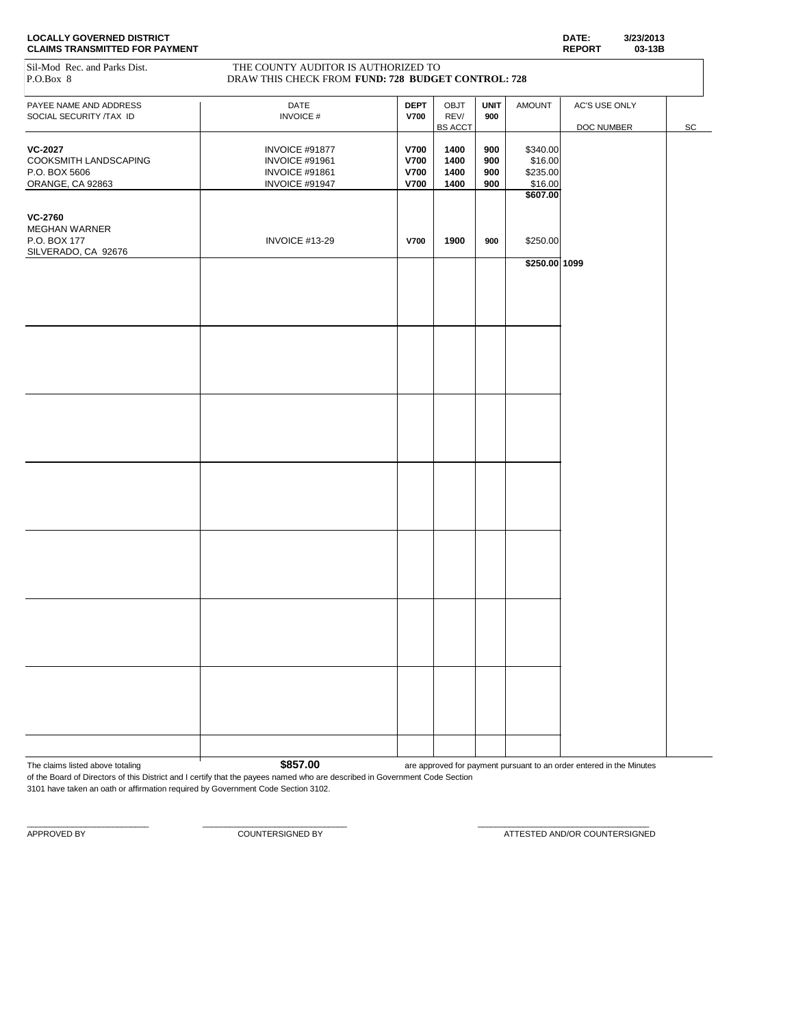**LOCALLY GOVERNED DISTRICT**
**CLAIMS TRANSMITTED FOR PAYMENT**

**DATE:** 3/23/2013
**REPORT** 03-13B

Sil-Mod Rec. and Parks Dist.
P.O.Box 8

THE COUNTY AUDITOR IS AUTHORIZED TO
DRAW THIS CHECK FROM **FUND: 728 BUDGET CONTROL: 728**

| PAYEE NAME AND ADDRESS<br>SOCIAL SECURITY /TAX ID | DATE<br>INVOICE # | DEPT<br>V700 | OBJT<br>REV/<br>BS ACCT | UNIT<br>900 | AMOUNT | AC'S USE ONLY<br>DOC NUMBER | SC |
|---|---|---|---|---|---|---|---|
| **VC-2027** | INVOICE #91877 | **V700** | **1400** | **900** | $340.00 | | |
| COOKSMITH LANDSCAPING | INVOICE #91961 | **V700** | **1400** | **900** | $16.00 | | |
| P.O. BOX 5606 | INVOICE #91861 | **V700** | **1400** | **900** | $235.00 | | |
| ORANGE, CA 92863 | INVOICE #91947 | **V700** | **1400** | **900** | $16.00 | | |
| | | | | | **$607.00** | | |
| **VC-2760** | | | | | | | |
| MEGHAN WARNER | | | | | | | |
| P.O. BOX 177 | INVOICE #13-29 | **V700** | **1900** | **900** | $250.00 | | |
| SILVERADO, CA 92676 | | | | | | | |
| | | | | | **$250.00** | **1099** | |

The claims listed above totaling **$857.00** are approved for payment pursuant to an order entered in the Minutes of the Board of Directors of this District and I certify that the payees named who are described in Government Code Section 3101 have taken an oath or affirmation required by Government Code Section 3102.

_________________________ APPROVED BY

_________________________ COUNTERSIGNED BY

_________________________ ATTESTED AND/OR COUNTERSIGNED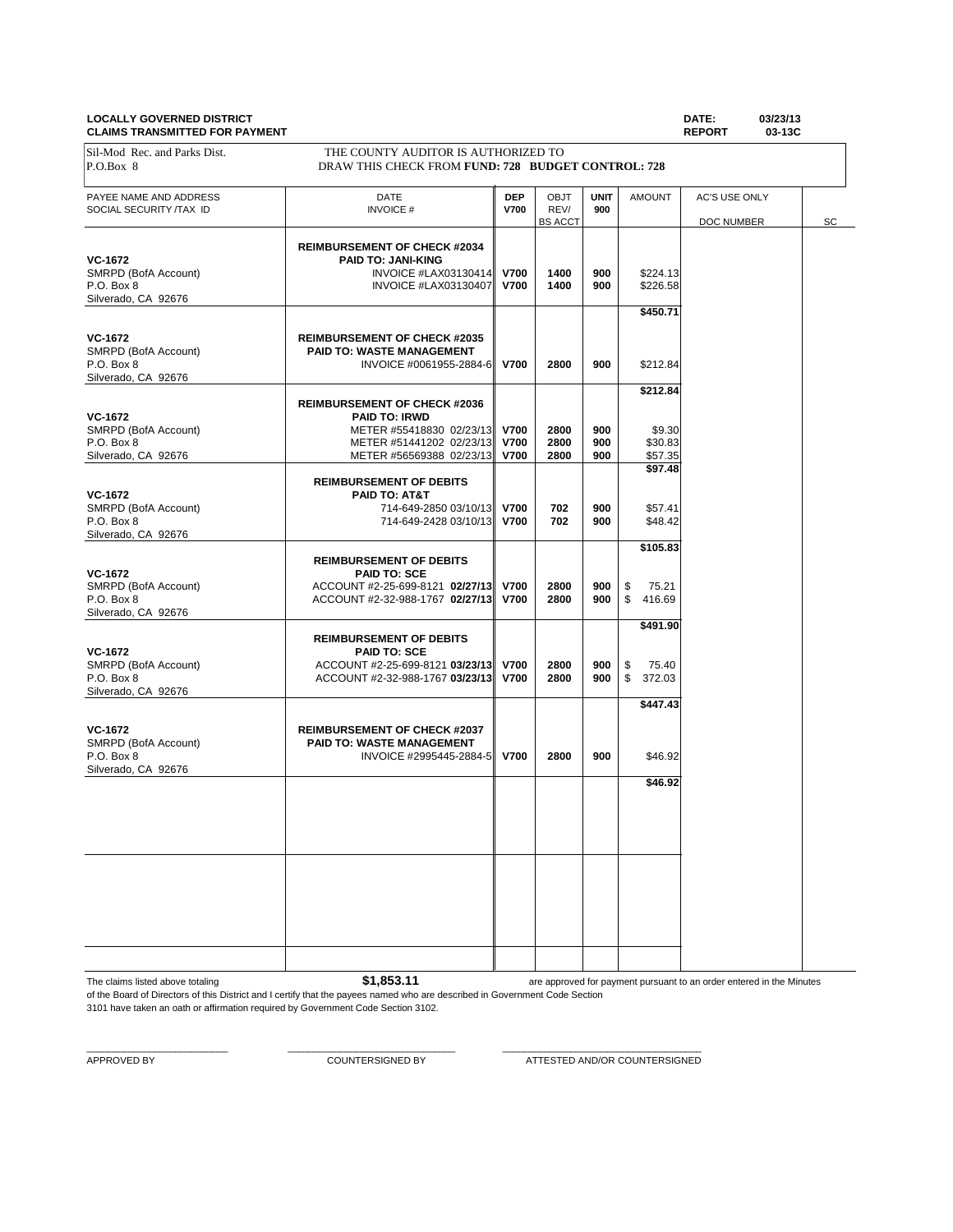**LOCALLY GOVERNED DISTRICT**
**CLAIMS TRANSMITTED FOR PAYMENT**

**DATE:** 03/23/13
**REPORT** 03-13C

Sil-Mod Rec. and Parks Dist.
P.O.Box 8

THE COUNTY AUDITOR IS AUTHORIZED TO
DRAW THIS CHECK FROM **FUND: 728 BUDGET CONTROL: 728**

| PAYEE NAME AND ADDRESS<br>SOCIAL SECURITY /TAX ID | DATE<br>INVOICE # | DEP<br>V700 | OBJT<br>REV/<br>BS ACCT | UNIT<br>900 | AMOUNT | AC'S USE ONLY<br>DOC NUMBER | SC |
|---|---|---|---|---|---|---|---|
| | **REIMBURSEMENT OF CHECK #2034** | | | | | | |
| **VC-1672** | **PAID TO: JANI-KING** | | | | | | |
| SMRPD (BofA Account) | INVOICE #LAX03130414 | **V700** | **1400** | **900** | $224.13 | | |
| P.O. Box 8 | INVOICE #LAX03130407 | **V700** | **1400** | **900** | $226.58 | | |
| Silverado, CA 92676 | | | | | | | |
| | | | | | **$450.71** | | |
| **VC-1672** | **REIMBURSEMENT OF CHECK #2035** | | | | | | |
| SMRPD (BofA Account) | **PAID TO: WASTE MANAGEMENT** | | | | | | |
| P.O. Box 8 | INVOICE #0061955-2884-6 | **V700** | **2800** | **900** | $212.84 | | |
| Silverado, CA 92676 | | | | | | | |
| | | | | | **$212.84** | | |
| | **REIMBURSEMENT OF CHECK #2036** | | | | | | |
| **VC-1672** | **PAID TO: IRWD** | | | | | | |
| SMRPD (BofA Account) | METER #55418830 02/23/13 | **V700** | **2800** | **900** | $9.30 | | |
| P.O. Box 8 | METER #51441202 02/23/13 | **V700** | **2800** | **900** | $30.83 | | |
| Silverado, CA 92676 | METER #56569388 02/23/13 | **V700** | **2800** | **900** | $57.35 | | |
| | | | | | **$97.48** | | |
| | **REIMBURSEMENT OF DEBITS** | | | | | | |
| **VC-1672** | **PAID TO: AT&T** | | | | | | |
| SMRPD (BofA Account) | 714-649-2850 03/10/13 | **V700** | **702** | **900** | $57.41 | | |
| P.O. Box 8 | 714-649-2428 03/10/13 | **V700** | **702** | **900** | $48.42 | | |
| Silverado, CA 92676 | | | | | | | |
| | | | | | **$105.83** | | |
| | **REIMBURSEMENT OF DEBITS** | | | | | | |
| **VC-1672** | **PAID TO: SCE** | | | | | | |
| SMRPD (BofA Account) | ACCOUNT #2-25-699-8121 **02/27/13** | **V700** | **2800** | **900** | $ 75.21 | | |
| P.O. Box 8 | ACCOUNT #2-32-988-1767 **02/27/13** | **V700** | **2800** | **900** | $ 416.69 | | |
| Silverado, CA 92676 | | | | | | | |
| | | | | | **$491.90** | | |
| | **REIMBURSEMENT OF DEBITS** | | | | | | |
| **VC-1672** | **PAID TO: SCE** | | | | | | |
| SMRPD (BofA Account) | ACCOUNT #2-25-699-8121 **03/23/13** | **V700** | **2800** | **900** | $ 75.40 | | |
| P.O. Box 8 | ACCOUNT #2-32-988-1767 **03/23/13** | **V700** | **2800** | **900** | $ 372.03 | | |
| Silverado, CA 92676 | | | | | | | |
| | | | | | **$447.43** | | |
| **VC-1672** | **REIMBURSEMENT OF CHECK #2037** | | | | | | |
| SMRPD (BofA Account) | **PAID TO: WASTE MANAGEMENT** | | | | | | |
| P.O. Box 8 | INVOICE #2995445-2884-5 | **V700** | **2800** | **900** | $46.92 | | |
| Silverado, CA 92676 | | | | | | | |
| | | | | | **$46.92** | | |

The claims listed above totaling **$1,853.11** are approved for payment pursuant to an order entered in the Minutes of the Board of Directors of this District and I certify that the payees named who are described in Government Code Section 3101 have taken an oath or affirmation required by Government Code Section 3102.

\_\_\_\_\_\_\_\_\_\_\_\_\_\_\_\_\_\_\_\_\_\_\_\_ APPROVED BY

\_\_\_\_\_\_\_\_\_\_\_\_\_\_\_\_\_\_\_\_\_\_\_\_ COUNTERSIGNED BY

\_\_\_\_\_\_\_\_\_\_\_\_\_\_\_\_\_\_\_\_\_\_\_\_ ATTESTED AND/OR COUNTERSIGNED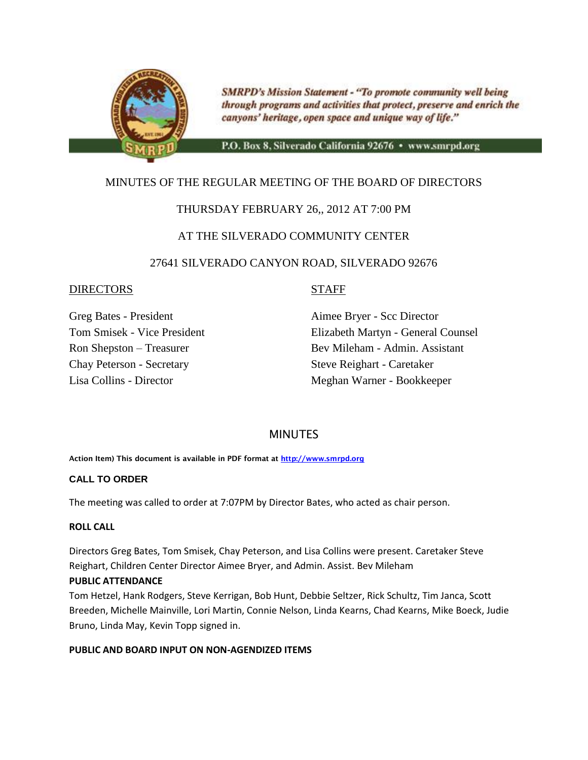*SMRPD's Mission Statement - "To promote community well being through programs and activities that protect, preserve and enrich the canyons' heritage, open space and unique way of life."*

P.O. Box 8, Silverado California 92676 • www.smrpd.org

MINUTES OF THE REGULAR MEETING OF THE BOARD OF DIRECTORS

THURSDAY FEBRUARY 26,, 2012 AT 7:00 PM

AT THE SILVERADO COMMUNITY CENTER

27641 SILVERADO CANYON ROAD, SILVERADO 92676

| DIRECTORS | STAFF |
|---|---|
| Greg Bates - President | Aimee Bryer - Scc Director |
| Tom Smisek - Vice President | Elizabeth Martyn - General Counsel |
| Ron Shepston – Treasurer | Bev Mileham - Admin. Assistant |
| Chay Peterson - Secretary | Steve Reighart - Caretaker |
| Lisa Collins - Director | Meghan Warner - Bookkeeper |

## MINUTES

**Action Item) This document is available in PDF format at http://www.smrpd.org**

### CALL TO ORDER

The meeting was called to order at 7:07PM by Director Bates, who acted as chair person.

### ROLL CALL

Directors Greg Bates, Tom Smisek, Chay Peterson, and Lisa Collins were present. Caretaker Steve Reighart, Children Center Director Aimee Bryer, and Admin. Assist. Bev Mileham

### PUBLIC ATTENDANCE

Tom Hetzel, Hank Rodgers, Steve Kerrigan, Bob Hunt, Debbie Seltzer, Rick Schultz, Tim Janca, Scott Breeden, Michelle Mainville, Lori Martin, Connie Nelson, Linda Kearns, Chad Kearns, Mike Boeck, Judie Bruno, Linda May, Kevin Topp signed in.

### PUBLIC AND BOARD INPUT ON NON-AGENDIZED ITEMS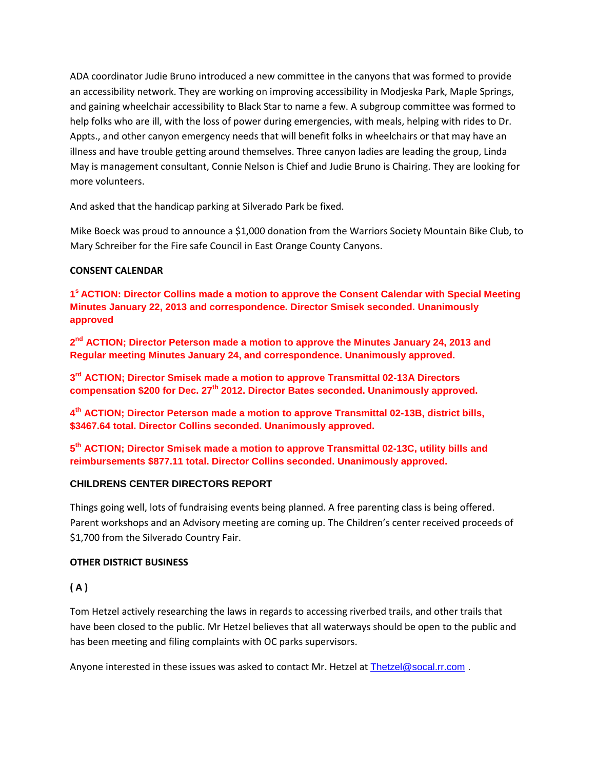ADA coordinator Judie Bruno introduced a new committee in the canyons that was formed to provide an accessibility network. They are working on improving accessibility in Modjeska Park, Maple Springs, and gaining wheelchair accessibility to Black Star to name a few. A subgroup committee was formed to help folks who are ill, with the loss of power during emergencies, with meals, helping with rides to Dr. Appts., and other canyon emergency needs that will benefit folks in wheelchairs or that may have an illness and have trouble getting around themselves. Three canyon ladies are leading the group, Linda May is management consultant, Connie Nelson is Chief and Judie Bruno is Chairing. They are looking for more volunteers.

And asked that the handicap parking at Silverado Park be fixed.

Mike Boeck was proud to announce a $1,000 donation from the Warriors Society Mountain Bike Club, to Mary Schreiber for the Fire safe Council in East Orange County Canyons.

**CONSENT CALENDAR**

**1s ACTION: Director Collins made a motion to approve the Consent Calendar with Special Meeting Minutes January 22, 2013 and correspondence. Director Smisek seconded. Unanimously approved**

**2nd ACTION; Director Peterson made a motion to approve the Minutes January 24, 2013 and Regular meeting Minutes January 24, and correspondence. Unanimously approved.**

**3rd ACTION; Director Smisek made a motion to approve Transmittal 02-13A Directors compensation $200 for Dec. 27th 2012. Director Bates seconded. Unanimously approved.**

**4th ACTION; Director Peterson made a motion to approve Transmittal 02-13B, district bills, $3467.64 total. Director Collins seconded. Unanimously approved.**

**5th ACTION; Director Smisek made a motion to approve Transmittal 02-13C, utility bills and reimbursements $877.11 total. Director Collins seconded. Unanimously approved.**

**CHILDRENS CENTER DIRECTORS REPORT**

Things going well, lots of fundraising events being planned. A free parenting class is being offered. Parent workshops and an Advisory meeting are coming up. The Children's center received proceeds of $1,700 from the Silverado Country Fair.

**OTHER DISTRICT BUSINESS**

**( A )**

Tom Hetzel actively researching the laws in regards to accessing riverbed trails, and other trails that have been closed to the public. Mr Hetzel believes that all waterways should be open to the public and has been meeting and filing complaints with OC parks supervisors.

Anyone interested in these issues was asked to contact Mr. Hetzel at Thetzel@socal.rr.com .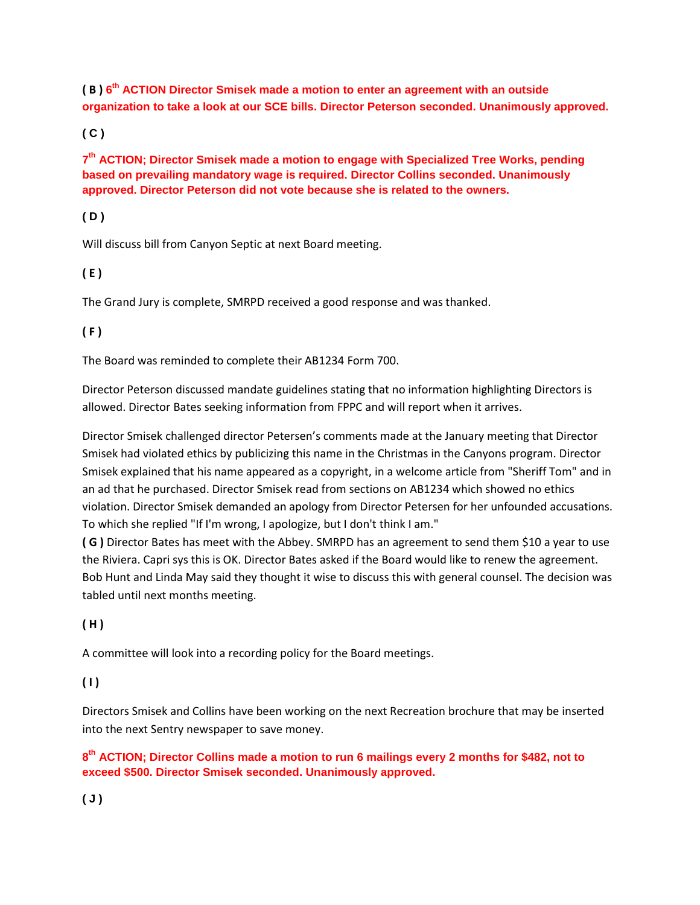**( B ) 6th ACTION Director Smisek made a motion to enter an agreement with an outside organization to take a look at our SCE bills. Director Peterson seconded. Unanimously approved.**

**( C )**

**7th ACTION; Director Smisek made a motion to engage with Specialized Tree Works, pending based on prevailing mandatory wage is required. Director Collins seconded. Unanimously approved. Director Peterson did not vote because she is related to the owners.**

**( D )**

Will discuss bill from Canyon Septic at next Board meeting.

**( E )**

The Grand Jury is complete, SMRPD received a good response and was thanked.

**( F )**

The Board was reminded to complete their AB1234 Form 700.

Director Peterson discussed mandate guidelines stating that no information highlighting Directors is allowed. Director Bates seeking information from FPPC and will report when it arrives.

Director Smisek challenged director Petersen's comments made at the January meeting that Director Smisek had violated ethics by publicizing this name in the Christmas in the Canyons program. Director Smisek explained that his name appeared as a copyright, in a welcome article from "Sheriff Tom" and in an ad that he purchased. Director Smisek read from sections on AB1234 which showed no ethics violation. Director Smisek demanded an apology from Director Petersen for her unfounded accusations. To which she replied "If I'm wrong, I apologize, but I don't think I am."

**( G )** Director Bates has meet with the Abbey. SMRPD has an agreement to send them $10 a year to use the Riviera. Capri sys this is OK. Director Bates asked if the Board would like to renew the agreement. Bob Hunt and Linda May said they thought it wise to discuss this with general counsel. The decision was tabled until next months meeting.

**( H )**

A committee will look into a recording policy for the Board meetings.

**( I )**

Directors Smisek and Collins have been working on the next Recreation brochure that may be inserted into the next Sentry newspaper to save money.

**8th ACTION; Director Collins made a motion to run 6 mailings every 2 months for $482, not to exceed $500. Director Smisek seconded. Unanimously approved.**

**( J )**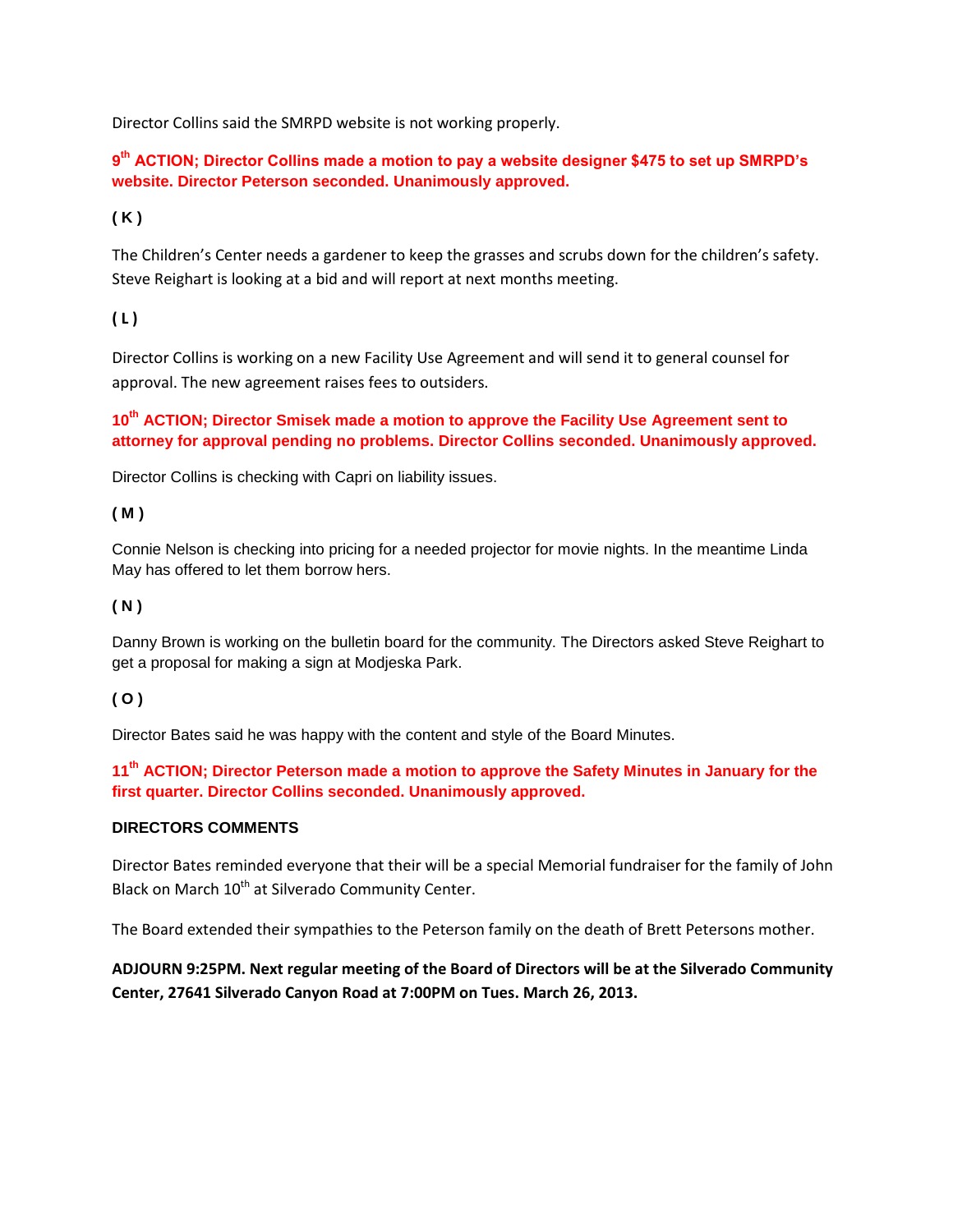Director Collins said the SMRPD website is not working properly.

**9th ACTION; Director Collins made a motion to pay a website designer $475 to set up SMRPD's website. Director Peterson seconded. Unanimously approved.**

**( K )**

The Children's Center needs a gardener to keep the grasses and scrubs down for the children's safety. Steve Reighart is looking at a bid and will report at next months meeting.

**( L )**

Director Collins is working on a new Facility Use Agreement and will send it to general counsel for approval. The new agreement raises fees to outsiders.

**10th ACTION; Director Smisek made a motion to approve the Facility Use Agreement sent to attorney for approval pending no problems. Director Collins seconded. Unanimously approved.**

Director Collins is checking with Capri on liability issues.

**( M )**

Connie Nelson is checking into pricing for a needed projector for movie nights. In the meantime Linda May has offered to let them borrow hers.

**( N )**

Danny Brown is working on the bulletin board for the community. The Directors asked Steve Reighart to get a proposal for making a sign at Modjeska Park.

**( O )**

Director Bates said he was happy with the content and style of the Board Minutes.

**11th ACTION; Director Peterson made a motion to approve the Safety Minutes in January for the first quarter. Director Collins seconded. Unanimously approved.**

**DIRECTORS COMMENTS**

Director Bates reminded everyone that their will be a special Memorial fundraiser for the family of John Black on March 10th at Silverado Community Center.

The Board extended their sympathies to the Peterson family on the death of Brett Petersons mother.

**ADJOURN 9:25PM. Next regular meeting of the Board of Directors will be at the Silverado Community Center, 27641 Silverado Canyon Road at 7:00PM on Tues. March 26, 2013.**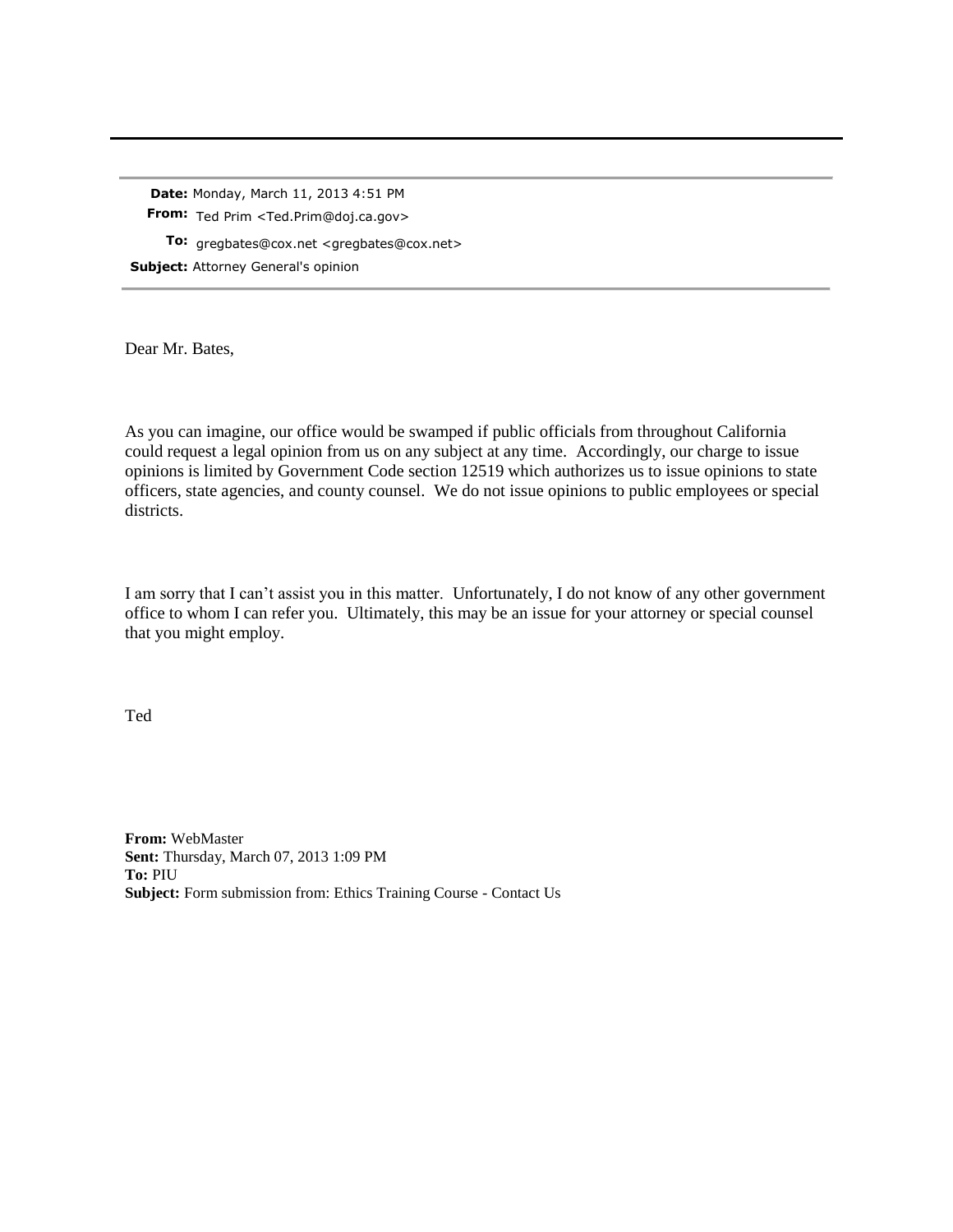---

**Date:** Monday, March 11, 2013 4:51 PM
**From:** Ted Prim <Ted.Prim@doj.ca.gov>
**To:** gregbates@cox.net <gregbates@cox.net>
**Subject:** Attorney General's opinion

---

Dear Mr. Bates,

As you can imagine, our office would be swamped if public officials from throughout California could request a legal opinion from us on any subject at any time. Accordingly, our charge to issue opinions is limited by Government Code section 12519 which authorizes us to issue opinions to state officers, state agencies, and county counsel. We do not issue opinions to public employees or special districts.

I am sorry that I can't assist you in this matter. Unfortunately, I do not know of any other government office to whom I can refer you. Ultimately, this may be an issue for your attorney or special counsel that you might employ.

Ted

**From:** WebMaster
**Sent:** Thursday, March 07, 2013 1:09 PM
**To:** PIU
**Subject:** Form submission from: Ethics Training Course - Contact Us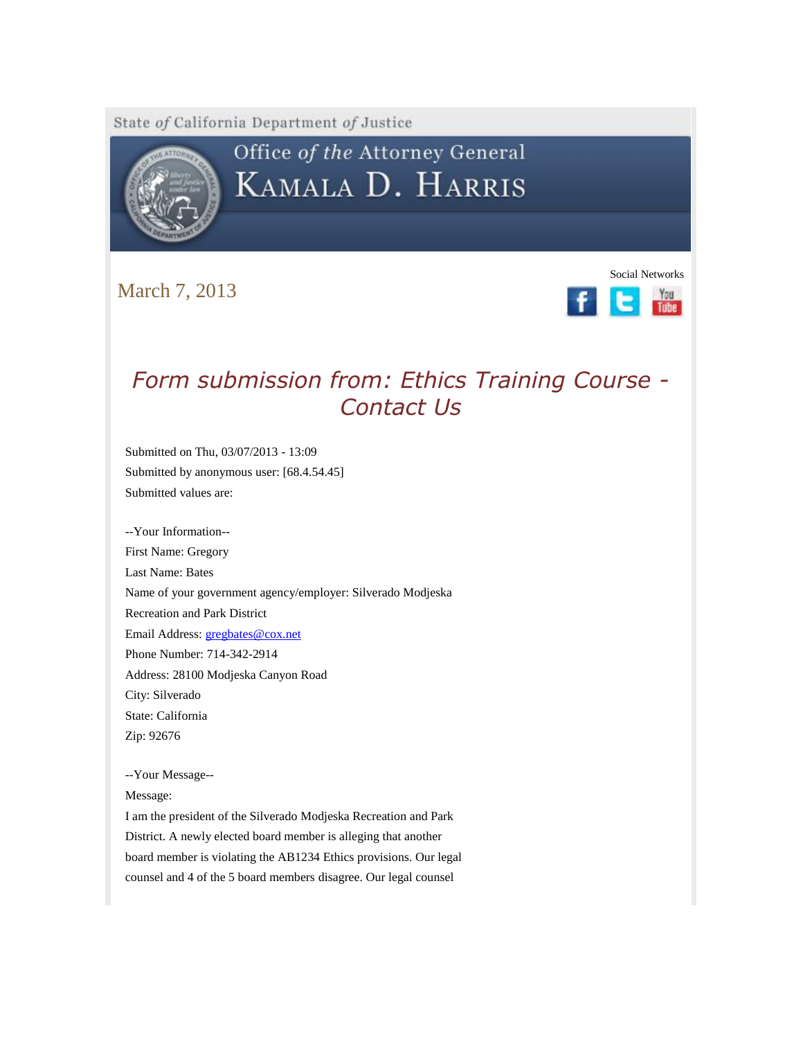State of California Department of Justice

# Office of the Attorney General
# KAMALA D. HARRIS

March 7, 2013

Social Networks

## *Form submission from: Ethics Training Course - Contact Us*

Submitted on Thu, 03/07/2013 - 13:09
Submitted by anonymous user: [68.4.54.45]
Submitted values are:

--Your Information--
First Name: Gregory
Last Name: Bates
Name of your government agency/employer: Silverado Modjeska Recreation and Park District
Email Address: gregbates@cox.net
Phone Number: 714-342-2914
Address: 28100 Modjeska Canyon Road
City: Silverado
State: California
Zip: 92676

--Your Message--
Message:
I am the president of the Silverado Modjeska Recreation and Park District. A newly elected board member is alleging that another board member is violating the AB1234 Ethics provisions. Our legal counsel and 4 of the 5 board members disagree. Our legal counsel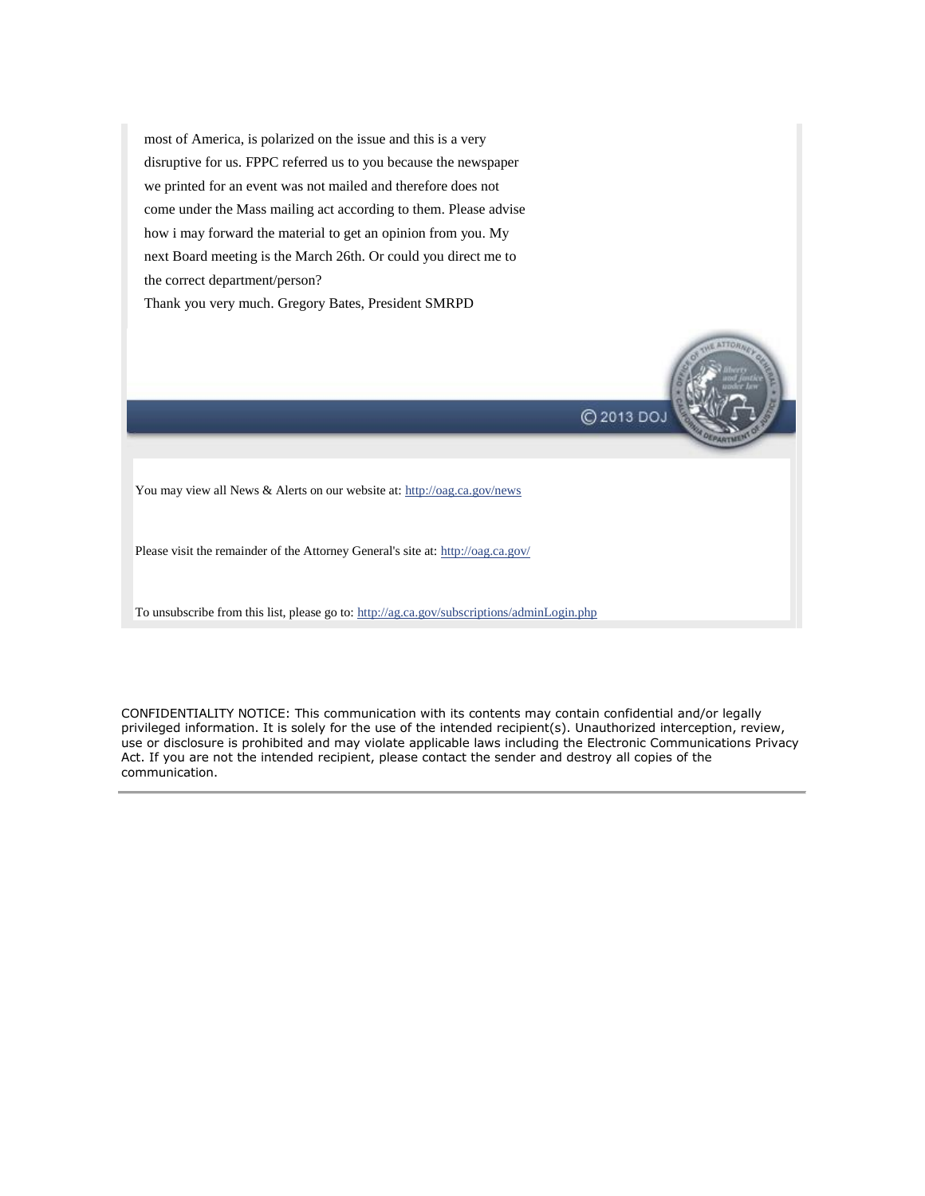most of America, is polarized on the issue and this is a very disruptive for us. FPPC referred us to you because the newspaper we printed for an event was not mailed and therefore does not come under the Mass mailing act according to them. Please advise how i may forward the material to get an opinion from you. My next Board meeting is the March 26th. Or could you direct me to the correct department/person?

Thank you very much. Gregory Bates, President SMRPD

© 2013 DOJ

You may view all News & Alerts on our website at: http://oag.ca.gov/news

Please visit the remainder of the Attorney General's site at: http://oag.ca.gov/

To unsubscribe from this list, please go to: http://ag.ca.gov/subscriptions/adminLogin.php

CONFIDENTIALITY NOTICE: This communication with its contents may contain confidential and/or legally privileged information. It is solely for the use of the intended recipient(s). Unauthorized interception, review, use or disclosure is prohibited and may violate applicable laws including the Electronic Communications Privacy Act. If you are not the intended recipient, please contact the sender and destroy all copies of the communication.